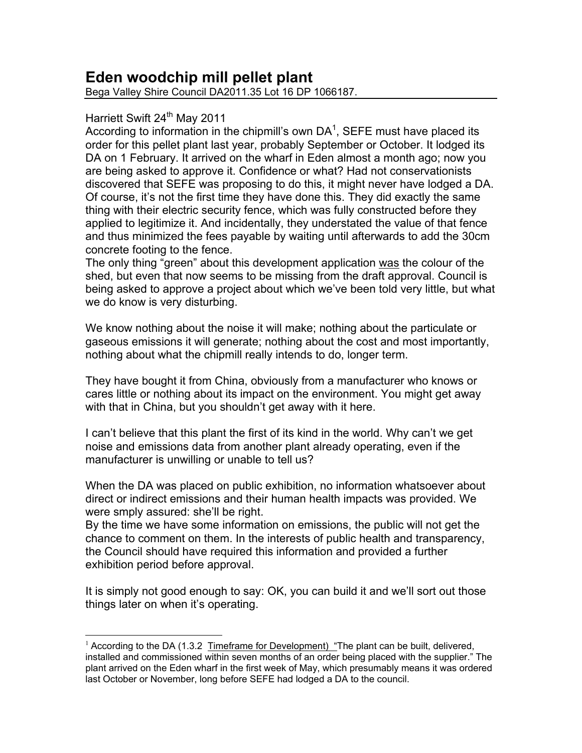# Eden woodchip mill pellet plant

Bega Valley Shire Council DA2011.35 Lot 16 DP 1066187.

Harriett Swift 24th May 2011

According to information in the chipmill's own DA[1], SEFE must have placed its order for this pellet plant last year, probably September or October. It lodged its DA on 1 February. It arrived on the wharf in Eden almost a month ago; now you are being asked to approve it. Confidence or what? Had not conservationists discovered that SEFE was proposing to do this, it might never have lodged a DA. Of course, it's not the first time they have done this. They did exactly the same thing with their electric security fence, which was fully constructed before they applied to legitimize it. And incidentally, they understated the value of that fence and thus minimized the fees payable by waiting until afterwards to add the 30cm concrete footing to the fence.

The only thing "green" about this development application <u>was</u> the colour of the shed, but even that now seems to be missing from the draft approval. Council is being asked to approve a project about which we've been told very little, but what we do know is very disturbing.

We know nothing about the noise it will make; nothing about the particulate or gaseous emissions it will generate; nothing about the cost and most importantly, nothing about what the chipmill really intends to do, longer term.

They have bought it from China, obviously from a manufacturer who knows or cares little or nothing about its impact on the environment. You might get away with that in China, but you shouldn't get away with it here.

I can't believe that this plant the first of its kind in the world. Why can't we get noise and emissions data from another plant already operating, even if the manufacturer is unwilling or unable to tell us?

When the DA was placed on public exhibition, no information whatsoever about direct or indirect emissions and their human health impacts was provided. We were smply assured: she'll be right.

By the time we have some information on emissions, the public will not get the chance to comment on them. In the interests of public health and transparency, the Council should have required this information and provided a further exhibition period before approval.

It is simply not good enough to say: OK, you can build it and we'll sort out those things later on when it's operating.

---

[1] According to the DA (1.3.2 <u>Timeframe for Development)</u> "The plant can be built, delivered, installed and commissioned within seven months of an order being placed with the supplier." The plant arrived on the Eden wharf in the first week of May, which presumably means it was ordered last October or November, long before SEFE had lodged a DA to the council.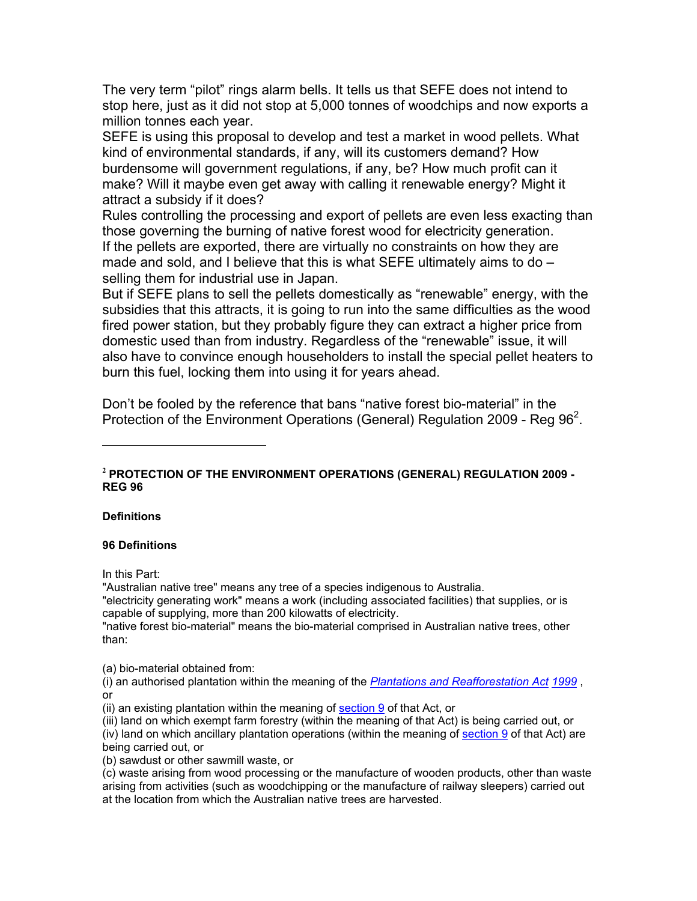The very term "pilot" rings alarm bells. It tells us that SEFE does not intend to stop here, just as it did not stop at 5,000 tonnes of woodchips and now exports a million tonnes each year.

SEFE is using this proposal to develop and test a market in wood pellets. What kind of environmental standards, if any, will its customers demand? How burdensome will government regulations, if any, be? How much profit can it make? Will it maybe even get away with calling it renewable energy? Might it attract a subsidy if it does?

Rules controlling the processing and export of pellets are even less exacting than those governing the burning of native forest wood for electricity generation.

If the pellets are exported, there are virtually no constraints on how they are made and sold, and I believe that this is what SEFE ultimately aims to do – selling them for industrial use in Japan.

But if SEFE plans to sell the pellets domestically as "renewable" energy, with the subsidies that this attracts, it is going to run into the same difficulties as the wood fired power station, but they probably figure they can extract a higher price from domestic used than from industry. Regardless of the "renewable" issue, it will also have to convince enough householders to install the special pellet heaters to burn this fuel, locking them into using it for years ahead.

Don't be fooled by the reference that bans "native forest bio-material" in the Protection of the Environment Operations (General) Regulation 2009 - Reg 96[2].

---

[2] **PROTECTION OF THE ENVIRONMENT OPERATIONS (GENERAL) REGULATION 2009 - REG 96**

**Definitions**

**96 Definitions**

In this Part:

"Australian native tree" means any tree of a species indigenous to Australia.

"electricity generating work" means a work (including associated facilities) that supplies, or is capable of supplying, more than 200 kilowatts of electricity.

"native forest bio-material" means the bio-material comprised in Australian native trees, other than:

(a) bio-material obtained from:

(i) an authorised plantation within the meaning of the *Plantations and Reafforestation Act 1999*, or

(ii) an existing plantation within the meaning of section 9 of that Act, or

(iii) land on which exempt farm forestry (within the meaning of that Act) is being carried out, or

(iv) land on which ancillary plantation operations (within the meaning of section 9 of that Act) are being carried out, or

(b) sawdust or other sawmill waste, or

(c) waste arising from wood processing or the manufacture of wooden products, other than waste arising from activities (such as woodchipping or the manufacture of railway sleepers) carried out at the location from which the Australian native trees are harvested.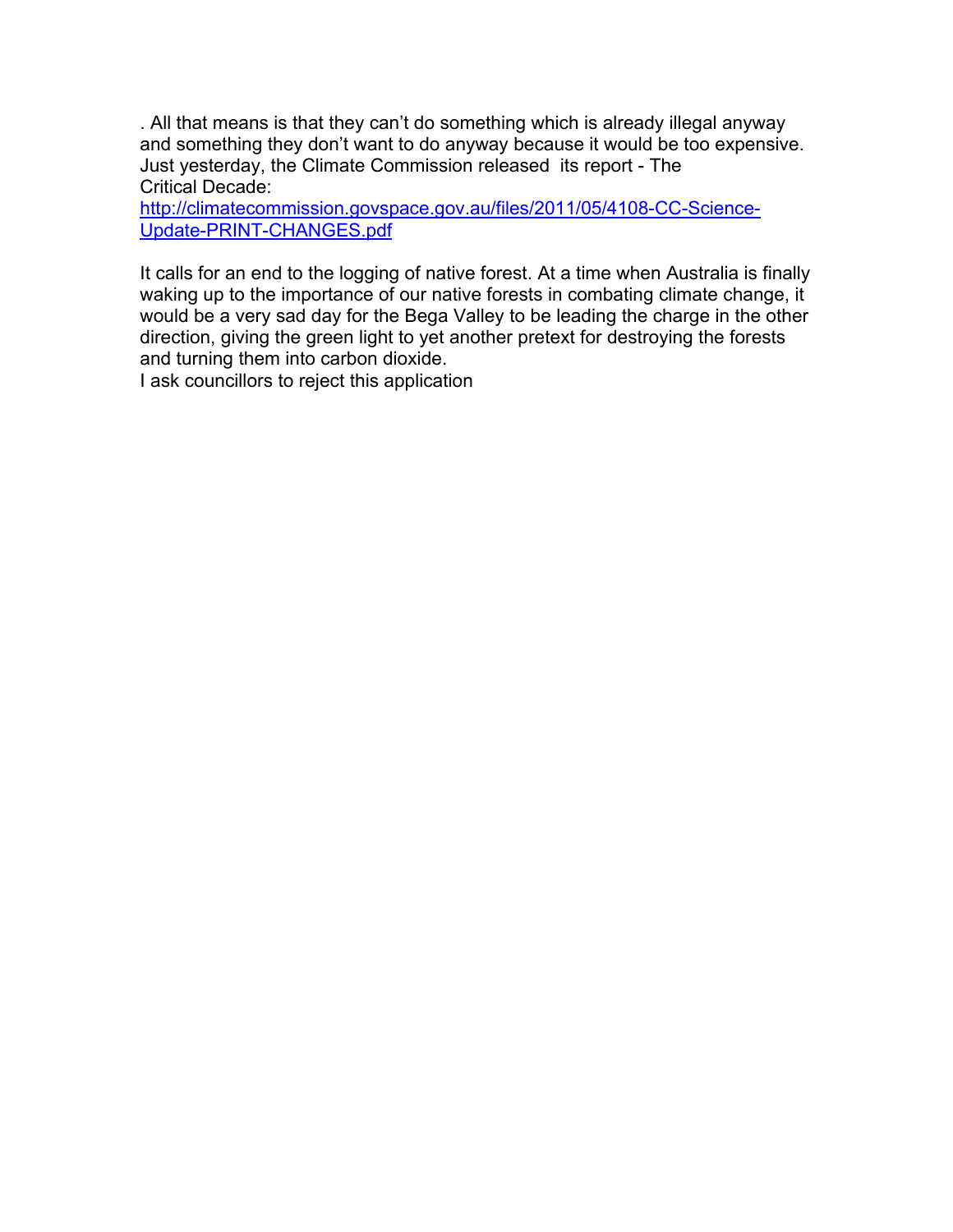. All that means is that they can't do something which is already illegal anyway and something they don't want to do anyway because it would be too expensive. Just yesterday, the Climate Commission released its report - The Critical Decade:
[http://climatecommission.govspace.gov.au/files/2011/05/4108-CC-Science-Update-PRINT-CHANGES.pdf](http://climatecommission.govspace.gov.au/files/2011/05/4108-CC-Science-Update-PRINT-CHANGES.pdf)

It calls for an end to the logging of native forest. At a time when Australia is finally waking up to the importance of our native forests in combating climate change, it would be a very sad day for the Bega Valley to be leading the charge in the other direction, giving the green light to yet another pretext for destroying the forests and turning them into carbon dioxide.
I ask councillors to reject this application